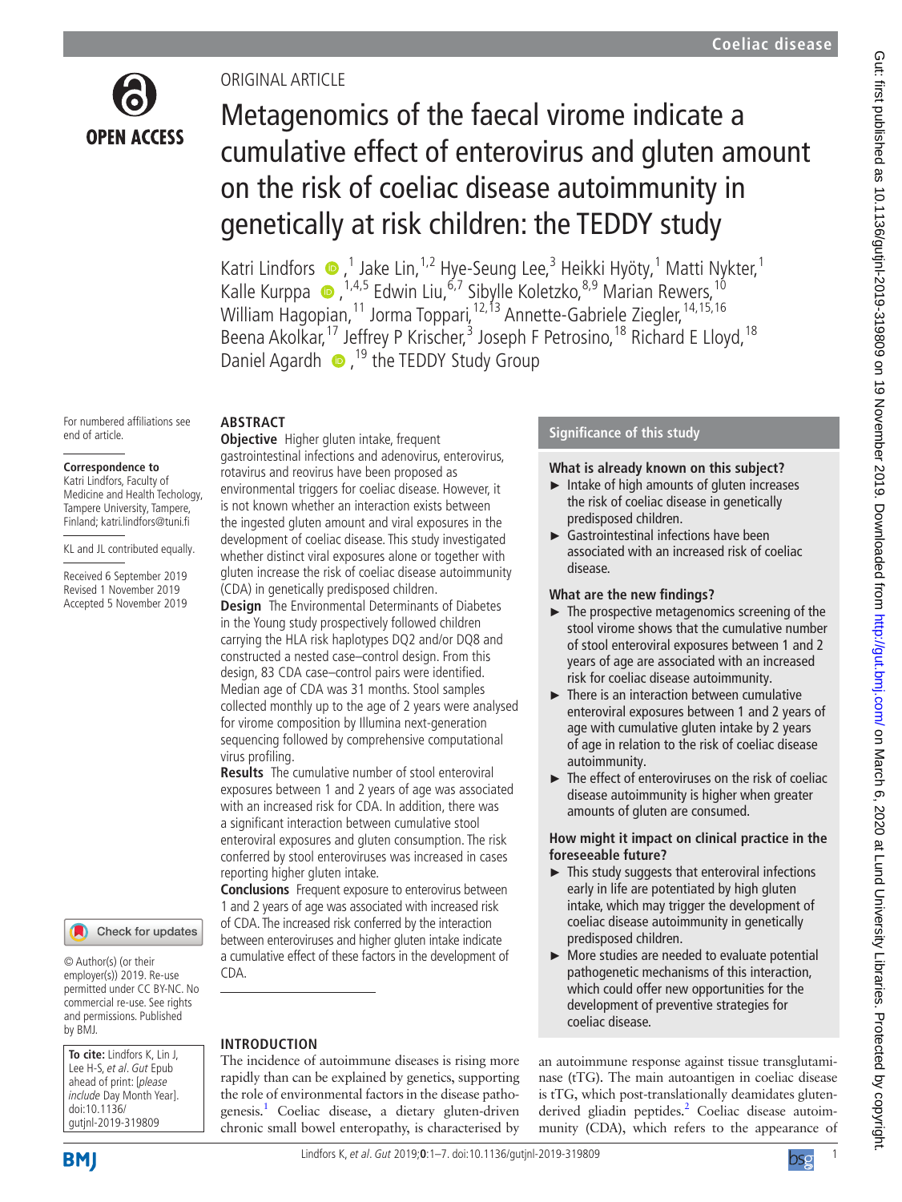ORIGINAL ARTICLE

# Metagenomics of the faecal virome indicate a cumulative effect of enterovirus and gluten amount on the risk of coeliac disease autoimmunity in genetically at risk children: the TEDDY study

Katri Lindfors,[1] Jake Lin,[1,2] Hye-Seung Lee,[3] Heikki Hyöty,[1] Matti Nykter,[1] Kalle Kurppa,[1,4,5] Edwin Liu,[6,7] Sibylle Koletzko,[8,9] Marian Rewers,[10] William Hagopian,[11] Jorma Toppari,[12,13] Annette-Gabriele Ziegler,[14,15,16] Beena Akolkar,[17] Jeffrey P Krischer,[3] Joseph F Petrosino,[18] Richard E Lloyd,[18] Daniel Agardh,[19] the TEDDY Study Group

For numbered affiliations see end of article.

**Correspondence to**
Katri Lindfors, Faculty of Medicine and Health Techology, Tampere University, Tampere, Finland; katri.lindfors@tuni.fi

KL and JL contributed equally.

Received 6 September 2019
Revised 1 November 2019
Accepted 5 November 2019

© Author(s) (or their employer(s)) 2019. Re-use permitted under CC BY-NC. No commercial re-use. See rights and permissions. Published by BMJ.

**To cite:** Lindfors K, Lin J, Lee H-S, *et al*. *Gut* Epub ahead of print: [*please include* Day Month Year]. doi:10.1136/gutjnl-2019-319809

## ABSTRACT

**Objective** Higher gluten intake, frequent gastrointestinal infections and adenovirus, enterovirus, rotavirus and reovirus have been proposed as environmental triggers for coeliac disease. However, it is not known whether an interaction exists between the ingested gluten amount and viral exposures in the development of coeliac disease. This study investigated whether distinct viral exposures alone or together with gluten increase the risk of coeliac disease autoimmunity (CDA) in genetically predisposed children.

**Design** The Environmental Determinants of Diabetes in the Young study prospectively followed children carrying the HLA risk haplotypes DQ2 and/or DQ8 and constructed a nested case–control design. From this design, 83 CDA case–control pairs were identified. Median age of CDA was 31 months. Stool samples collected monthly up to the age of 2 years were analysed for virome composition by Illumina next-generation sequencing followed by comprehensive computational virus profiling.

**Results** The cumulative number of stool enteroviral exposures between 1 and 2 years of age was associated with an increased risk for CDA. In addition, there was a significant interaction between cumulative stool enteroviral exposures and gluten consumption. The risk conferred by stool enteroviruses was increased in cases reporting higher gluten intake.

**Conclusions** Frequent exposure to enterovirus between 1 and 2 years of age was associated with increased risk of CDA. The increased risk conferred by the interaction between enteroviruses and higher gluten intake indicate a cumulative effect of these factors in the development of CDA.

## Significance of this study

### What is already known on this subject?

- Intake of high amounts of gluten increases the risk of coeliac disease in genetically predisposed children.
- Gastrointestinal infections have been associated with an increased risk of coeliac disease.

### What are the new findings?

- The prospective metagenomics screening of the stool virome shows that the cumulative number of stool enteroviral exposures between 1 and 2 years of age are associated with an increased risk for coeliac disease autoimmunity.
- There is an interaction between cumulative enteroviral exposures between 1 and 2 years of age with cumulative gluten intake by 2 years of age in relation to the risk of coeliac disease autoimmunity.
- The effect of enteroviruses on the risk of coeliac disease autoimmunity is higher when greater amounts of gluten are consumed.

### How might it impact on clinical practice in the foreseeable future?

- This study suggests that enteroviral infections early in life are potentiated by high gluten intake, which may trigger the development of coeliac disease autoimmunity in genetically predisposed children.
- More studies are needed to evaluate potential pathogenetic mechanisms of this interaction, which could offer new opportunities for the development of preventive strategies for coeliac disease.

## INTRODUCTION

The incidence of autoimmune diseases is rising more rapidly than can be explained by genetics, supporting the role of environmental factors in the disease pathogenesis.[1] Coeliac disease, a dietary gluten-driven chronic small bowel enteropathy, is characterised by an autoimmune response against tissue transglutaminase (tTG). The main autoantigen in coeliac disease is tTG, which post-translationally deamidates gluten-derived gliadin peptides.[2] Coeliac disease autoimmunity (CDA), which refers to the appearance of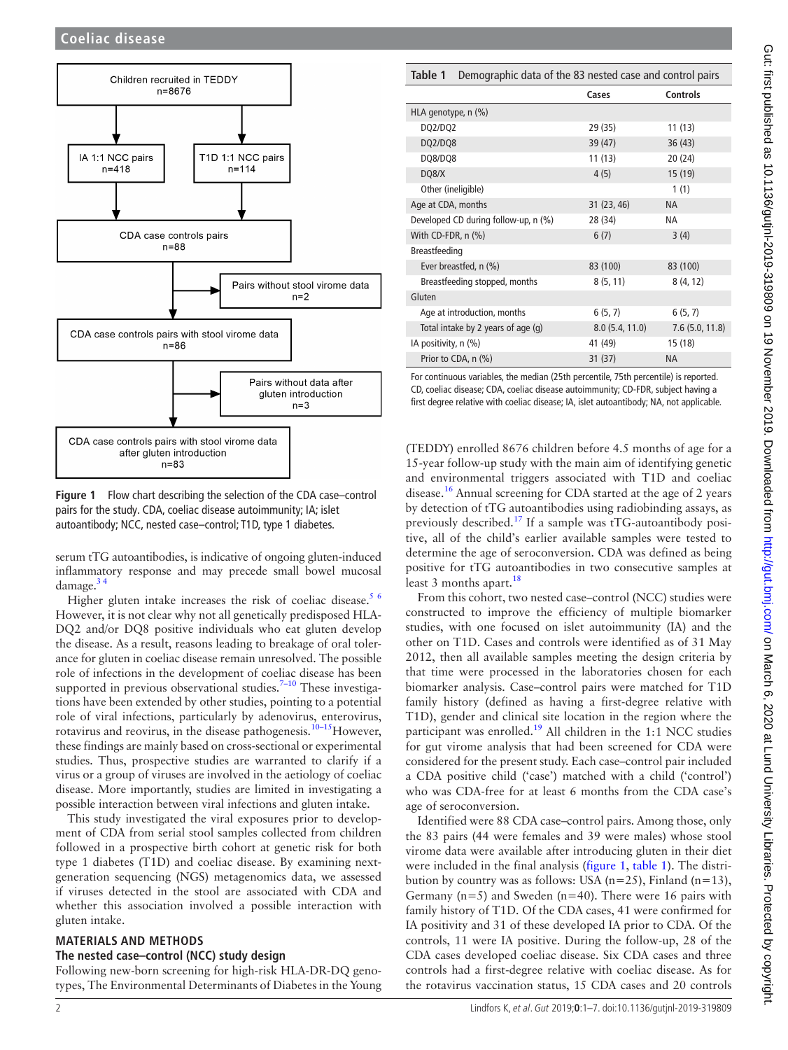Children recruited in TEDDY
n=8676

IA 1:1 NCC pairs
n=418

T1D 1:1 NCC pairs
n=114

CDA case controls pairs
n=88

Pairs without stool virome data
n=2

CDA case controls pairs with stool virome data
n=86

Pairs without data after gluten introduction
n=3

CDA case controls pairs with stool virome data after gluten introduction
n=83

**Figure 1** Flow chart describing the selection of the CDA case–control pairs for the study. CDA, coeliac disease autoimmunity; IA; islet autoantibody; NCC, nested case–control; T1D, type 1 diabetes.

serum tTG autoantibodies, is indicative of ongoing gluten-induced inflammatory response and may precede small bowel mucosal damage.[3 4]

Higher gluten intake increases the risk of coeliac disease.[5 6] However, it is not clear why not all genetically predisposed HLA-DQ2 and/or DQ8 positive individuals who eat gluten develop the disease. As a result, reasons leading to breakage of oral tolerance for gluten in coeliac disease remain unresolved. The possible role of infections in the development of coeliac disease has been supported in previous observational studies.[7–10] These investigations have been extended by other studies, pointing to a potential role of viral infections, particularly by adenovirus, enterovirus, rotavirus and reovirus, in the disease pathogenesis.[10–15] However, these findings are mainly based on cross-sectional or experimental studies. Thus, prospective studies are warranted to clarify if a virus or a group of viruses are involved in the aetiology of coeliac disease. More importantly, studies are limited in investigating a possible interaction between viral infections and gluten intake.

This study investigated the viral exposures prior to development of CDA from serial stool samples collected from children followed in a prospective birth cohort at genetic risk for both type 1 diabetes (T1D) and coeliac disease. By examining next-generation sequencing (NGS) metagenomics data, we assessed if viruses detected in the stool are associated with CDA and whether this association involved a possible interaction with gluten intake.

## MATERIALS AND METHODS

### The nested case–control (NCC) study design

Following new-born screening for high-risk HLA-DR-DQ genotypes, The Environmental Determinants of Diabetes in the Young

**Table 1** Demographic data of the 83 nested case and control pairs

| | Cases | Controls |
|---|---|---|
| HLA genotype, n (%) | | |
| DQ2/DQ2 | 29 (35) | 11 (13) |
| DQ2/DQ8 | 39 (47) | 36 (43) |
| DQ8/DQ8 | 11 (13) | 20 (24) |
| DQ8/X | 4 (5) | 15 (19) |
| Other (ineligible) | | 1 (1) |
| Age at CDA, months | 31 (23, 46) | NA |
| Developed CD during follow-up, n (%) | 28 (34) | NA |
| With CD-FDR, n (%) | 6 (7) | 3 (4) |
| Breastfeeding | | |
| Ever breastfed, n (%) | 83 (100) | 83 (100) |
| Breastfeeding stopped, months | 8 (5, 11) | 8 (4, 12) |
| Gluten | | |
| Age at introduction, months | 6 (5, 7) | 6 (5, 7) |
| Total intake by 2 years of age (g) | 8.0 (5.4, 11.0) | 7.6 (5.0, 11.8) |
| IA positivity, n (%) | 41 (49) | 15 (18) |
| Prior to CDA, n (%) | 31 (37) | NA |

For continuous variables, the median (25th percentile, 75th percentile) is reported. CD, coeliac disease; CDA, coeliac disease autoimmunity; CD-FDR, subject having a first degree relative with coeliac disease; IA, islet autoantibody; NA, not applicable.

(TEDDY) enrolled 8676 children before 4.5 months of age for a 15-year follow-up study with the main aim of identifying genetic and environmental triggers associated with T1D and coeliac disease.[16] Annual screening for CDA started at the age of 2 years by detection of tTG autoantibodies using radiobinding assays, as previously described.[17] If a sample was tTG-autoantibody positive, all of the child's earlier available samples were tested to determine the age of seroconversion. CDA was defined as being positive for tTG autoantibodies in two consecutive samples at least 3 months apart.[18]

From this cohort, two nested case–control (NCC) studies were constructed to improve the efficiency of multiple biomarker studies, with one focused on islet autoimmunity (IA) and the other on T1D. Cases and controls were identified as of 31 May 2012, then all available samples meeting the design criteria by that time were processed in the laboratories chosen for each biomarker analysis. Case–control pairs were matched for T1D family history (defined as having a first-degree relative with T1D), gender and clinical site location in the region where the participant was enrolled.[19] All children in the 1:1 NCC studies for gut virome analysis that had been screened for CDA were considered for the present study. Each case–control pair included a CDA positive child ('case') matched with a child ('control') who was CDA-free for at least 6 months from the CDA case's age of seroconversion.

Identified were 88 CDA case–control pairs. Among those, only the 83 pairs (44 were females and 39 were males) whose stool virome data were available after introducing gluten in their diet were included in the final analysis (figure 1, table 1). The distribution by country was as follows: USA (n=25), Finland (n=13), Germany (n=5) and Sweden (n=40). There were 16 pairs with family history of T1D. Of the CDA cases, 41 were confirmed for IA positivity and 31 of these developed IA prior to CDA. Of the controls, 11 were IA positive. During the follow-up, 28 of the CDA cases developed coeliac disease. Six CDA cases and three controls had a first-degree relative with coeliac disease. As for the rotavirus vaccination status, 15 CDA cases and 20 controls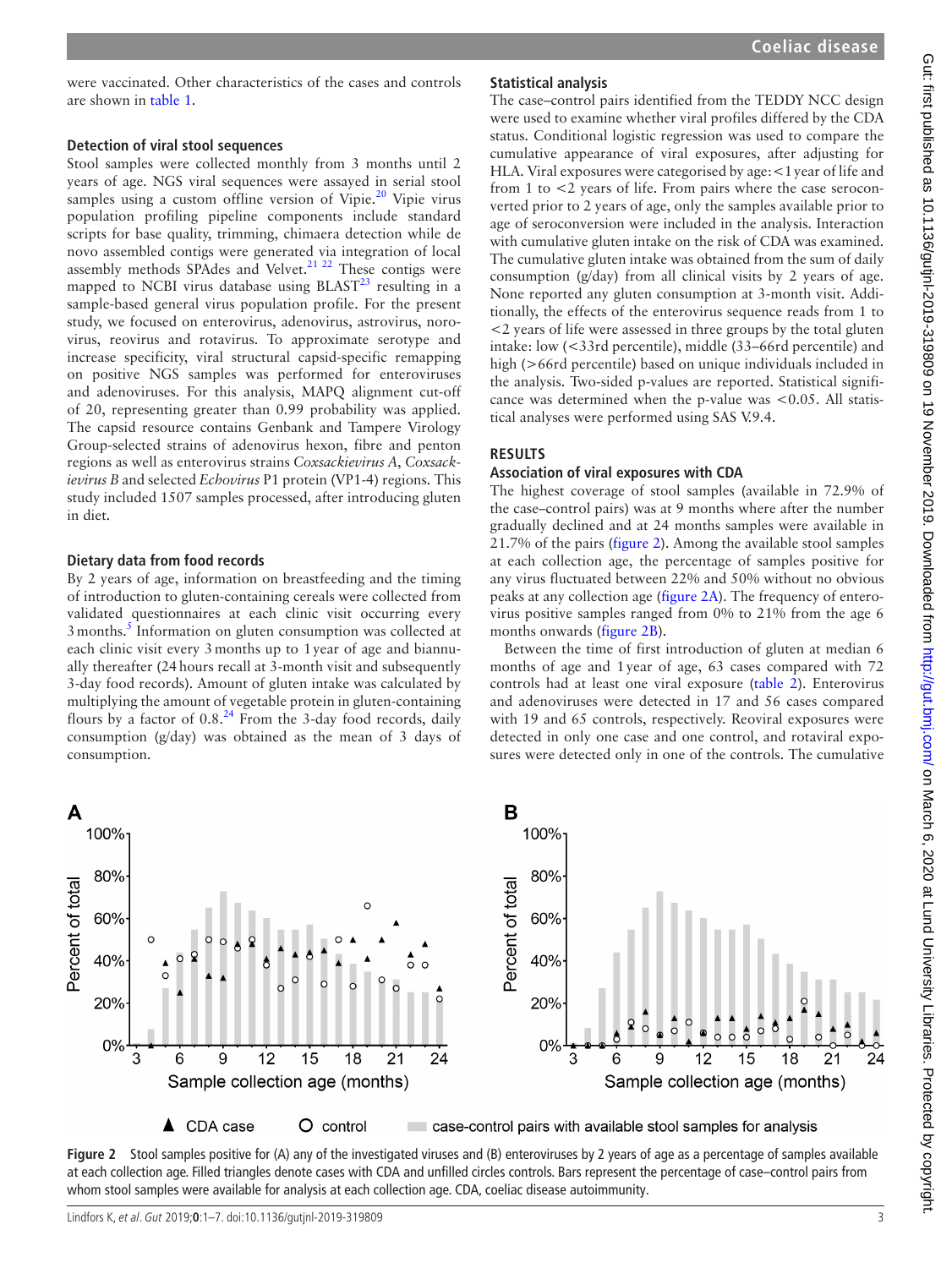were vaccinated. Other characteristics of the cases and controls are shown in table 1.

### Detection of viral stool sequences

Stool samples were collected monthly from 3 months until 2 years of age. NGS viral sequences were assayed in serial stool samples using a custom offline version of Vipie.[20] Vipie virus population profiling pipeline components include standard scripts for base quality, trimming, chimaera detection while de novo assembled contigs were generated via integration of local assembly methods SPAdes and Velvet.[21 22] These contigs were mapped to NCBI virus database using BLAST[23] resulting in a sample-based general virus population profile. For the present study, we focused on enterovirus, adenovirus, astrovirus, norovirus, reovirus and rotavirus. To approximate serotype and increase specificity, viral structural capsid-specific remapping on positive NGS samples was performed for enteroviruses and adenoviruses. For this analysis, MAPQ alignment cut-off of 20, representing greater than 0.99 probability was applied. The capsid resource contains Genbank and Tampere Virology Group-selected strains of adenovirus hexon, fibre and penton regions as well as enterovirus strains *Coxsackievirus A*, *Coxsackievirus B* and selected *Echovirus* P1 protein (VP1-4) regions. This study included 1507 samples processed, after introducing gluten in diet.

### Dietary data from food records

By 2 years of age, information on breastfeeding and the timing of introduction to gluten-containing cereals were collected from validated questionnaires at each clinic visit occurring every 3 months.[5] Information on gluten consumption was collected at each clinic visit every 3 months up to 1 year of age and biannually thereafter (24 hours recall at 3-month visit and subsequently 3-day food records). Amount of gluten intake was calculated by multiplying the amount of vegetable protein in gluten-containing flours by a factor of 0.8.[24] From the 3-day food records, daily consumption (g/day) was obtained as the mean of 3 days of consumption.

### Statistical analysis

The case–control pairs identified from the TEDDY NCC design were used to examine whether viral profiles differed by the CDA status. Conditional logistic regression was used to compare the cumulative appearance of viral exposures, after adjusting for HLA. Viral exposures were categorised by age: <1 year of life and from 1 to <2 years of life. From pairs where the case seroconverted prior to 2 years of age, only the samples available prior to age of seroconversion were included in the analysis. Interaction with cumulative gluten intake on the risk of CDA was examined. The cumulative gluten intake was obtained from the sum of daily consumption (g/day) from all clinical visits by 2 years of age. None reported any gluten consumption at 3-month visit. Additionally, the effects of the enterovirus sequence reads from 1 to <2 years of life were assessed in three groups by the total gluten intake: low (<33rd percentile), middle (33–66rd percentile) and high (>66rd percentile) based on unique individuals included in the analysis. Two-sided p-values are reported. Statistical significance was determined when the p-value was <0.05. All statistical analyses were performed using SAS V.9.4.

## RESULTS

### Association of viral exposures with CDA

The highest coverage of stool samples (available in 72.9% of the case–control pairs) was at 9 months where after the number gradually declined and at 24 months samples were available in 21.7% of the pairs (figure 2). Among the available stool samples at each collection age, the percentage of samples positive for any virus fluctuated between 22% and 50% without no obvious peaks at any collection age (figure 2A). The frequency of enterovirus positive samples ranged from 0% to 21% from the age 6 months onwards (figure 2B).

Between the time of first introduction of gluten at median 6 months of age and 1 year of age, 63 cases compared with 72 controls had at least one viral exposure (table 2). Enterovirus and adenoviruses were detected in 17 and 56 cases compared with 19 and 65 controls, respectively. Reoviral exposures were detected in only one case and one control, and rotaviral exposures were detected only in one of the controls. The cumulative

Figure 2 Stool samples positive for (A) any of the investigated viruses and (B) enteroviruses by 2 years of age as a percentage of samples available at each collection age. Filled triangles denote cases with CDA and unfilled circles controls. Bars represent the percentage of case–control pairs from whom stool samples were available for analysis at each collection age. CDA, coeliac disease autoimmunity.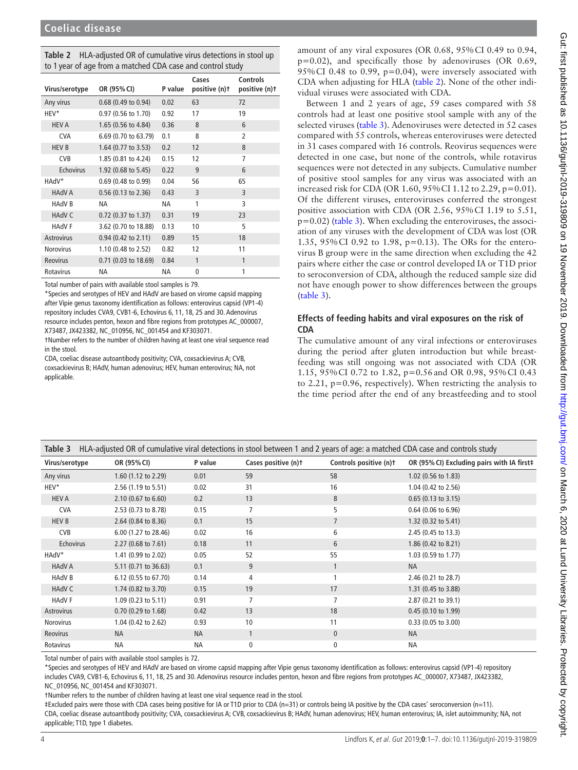**Table 2** HLA-adjusted OR of cumulative virus detections in stool up to 1 year of age from a matched CDA case and control study

| Virus/serotype | OR (95% CI) | P value | Cases positive (n)† | Controls positive (n)† |
|---|---|---|---|---|
| Any virus | 0.68 (0.49 to 0.94) | 0.02 | 63 | 72 |
| HEV* | 0.97 (0.56 to 1.70) | 0.92 | 17 | 19 |
| HEV A | 1.65 (0.56 to 4.84) | 0.36 | 8 | 6 |
| CVA | 6.69 (0.70 to 63.79) | 0.1 | 8 | 2 |
| HEV B | 1.64 (0.77 to 3.53) | 0.2 | 12 | 8 |
| CVB | 1.85 (0.81 to 4.24) | 0.15 | 12 | 7 |
| Echovirus | 1.92 (0.68 to 5.45) | 0.22 | 9 | 6 |
| HAdV* | 0.69 (0.48 to 0.99) | 0.04 | 56 | 65 |
| HAdV A | 0.56 (0.13 to 2.36) | 0.43 | 3 | 3 |
| HAdV B | NA | NA | 1 | 3 |
| HAdV C | 0.72 (0.37 to 1.37) | 0.31 | 19 | 23 |
| HAdV F | 3.62 (0.70 to 18.88) | 0.13 | 10 | 5 |
| Astrovirus | 0.94 (0.42 to 2.11) | 0.89 | 15 | 18 |
| Norovirus | 1.10 (0.48 to 2.52) | 0.82 | 12 | 11 |
| Reovirus | 0.71 (0.03 to 18.69) | 0.84 | 1 | 1 |
| Rotavirus | NA | NA | 0 | 1 |

Total number of pairs with available stool samples is 79.

*Species and serotypes of HEV and HAdV are based on virome capsid mapping after Vipie genus taxonomy identification as follows: enterovirus capsid (VP1-4) repository includes CVA9, CVB1-6, Echovirus 6, 11, 18, 25 and 30. Adenovirus resource includes penton, hexon and fibre regions from prototypes AC_000007, X73487, JX423382, NC_010956, NC_001454 and KF303071.

†Number refers to the number of children having at least one viral sequence read in the stool.

CDA, coeliac disease autoantibody positivity; CVA, coxsackievirus A; CVB, coxsackievirus B; HAdV, human adenovirus; HEV, human enterovirus; NA, not applicable.

amount of any viral exposures (OR 0.68, 95% CI 0.49 to 0.94, p=0.02), and specifically those by adenoviruses (OR 0.69, 95% CI 0.48 to 0.99, p=0.04), were inversely associated with CDA when adjusting for HLA (table 2). None of the other individual viruses were associated with CDA.

Between 1 and 2 years of age, 59 cases compared with 58 controls had at least one positive stool sample with any of the selected viruses (table 3). Adenoviruses were detected in 52 cases compared with 55 controls, whereas enteroviruses were detected in 31 cases compared with 16 controls. Reovirus sequences were detected in one case, but none of the controls, while rotavirus sequences were not detected in any subjects. Cumulative number of positive stool samples for any virus was associated with an increased risk for CDA (OR 1.60, 95% CI 1.12 to 2.29, p=0.01). Of the different viruses, enteroviruses conferred the strongest positive association with CDA (OR 2.56, 95% CI 1.19 to 5.51, p=0.02) (table 3). When excluding the enteroviruses, the association of any viruses with the development of CDA was lost (OR 1.35, 95% CI 0.92 to 1.98, p=0.13). The ORs for the enterovirus B group were in the same direction when excluding the 42 pairs where either the case or control developed IA or T1D prior to seroconversion of CDA, although the reduced sample size did not have enough power to show differences between the groups (table 3).

### Effects of feeding habits and viral exposures on the risk of CDA

The cumulative amount of any viral infections or enteroviruses during the period after gluten introduction but while breastfeeding was still ongoing was not associated with CDA (OR 1.15, 95% CI 0.72 to 1.82, p=0.56 and OR 0.98, 95% CI 0.43 to 2.21, p=0.96, respectively). When restricting the analysis to the time period after the end of any breastfeeding and to stool

**Table 3** HLA-adjusted OR of cumulative viral detections in stool between 1 and 2 years of age: a matched CDA case and controls study

| Virus/serotype | OR (95% CI) | P value | Cases positive (n)† | Controls positive (n)† | OR (95% CI) Excluding pairs with IA first‡ |
|---|---|---|---|---|---|
| Any virus | 1.60 (1.12 to 2.29) | 0.01 | 59 | 58 | 1.02 (0.56 to 1.83) |
| HEV* | 2.56 (1.19 to 5.51) | 0.02 | 31 | 16 | 1.04 (0.42 to 2.56) |
| HEV A | 2.10 (0.67 to 6.60) | 0.2 | 13 | 8 | 0.65 (0.13 to 3.15) |
| CVA | 2.53 (0.73 to 8.78) | 0.15 | 7 | 5 | 0.64 (0.06 to 6.96) |
| HEV B | 2.64 (0.84 to 8.36) | 0.1 | 15 | 7 | 1.32 (0.32 to 5.41) |
| CVB | 6.00 (1.27 to 28.46) | 0.02 | 16 | 6 | 2.45 (0.45 to 13.3) |
| Echovirus | 2.27 (0.68 to 7.61) | 0.18 | 11 | 6 | 1.86 (0.42 to 8.21) |
| HAdV* | 1.41 (0.99 to 2.02) | 0.05 | 52 | 55 | 1.03 (0.59 to 1.77) |
| HAdV A | 5.11 (0.71 to 36.63) | 0.1 | 9 | 1 | NA |
| HAdV B | 6.12 (0.55 to 67.70) | 0.14 | 4 | 1 | 2.46 (0.21 to 28.7) |
| HAdV C | 1.74 (0.82 to 3.70) | 0.15 | 19 | 17 | 1.31 (0.45 to 3.88) |
| HAdV F | 1.09 (0.23 to 5.11) | 0.91 | 7 | 7 | 2.87 (0.21 to 39.1) |
| Astrovirus | 0.70 (0.29 to 1.68) | 0.42 | 13 | 18 | 0.45 (0.10 to 1.99) |
| Norovirus | 1.04 (0.42 to 2.62) | 0.93 | 10 | 11 | 0.33 (0.05 to 3.00) |
| Reovirus | NA | NA | 1 | 0 | NA |
| Rotavirus | NA | NA | 0 | 0 | NA |

Total number of pairs with available stool samples is 72.

*Species and serotypes of HEV and HAdV are based on virome capsid mapping after Vipie genus taxonomy identification as follows: enterovirus capsid (VP1-4) repository includes CVA9, CVB1-6, Echovirus 6, 11, 18, 25 and 30. Adenovirus resource includes penton, hexon and fibre regions from prototypes AC_000007, X73487, JX423382, NC_010956, NC_001454 and KF303071.

†Number refers to the number of children having at least one viral sequence read in the stool.

‡Excluded pairs were those with CDA cases being positive for IA or T1D prior to CDA (n=31) or controls being IA positive by the CDA cases' seroconversion (n=11).

CDA, coeliac disease autoantibody positivity; CVA, coxsackievirus A; CVB, coxsackievirus B; HAdV, human adenovirus; HEV, human enterovirus; IA, islet autoimmunity; NA, not applicable; T1D, type 1 diabetes.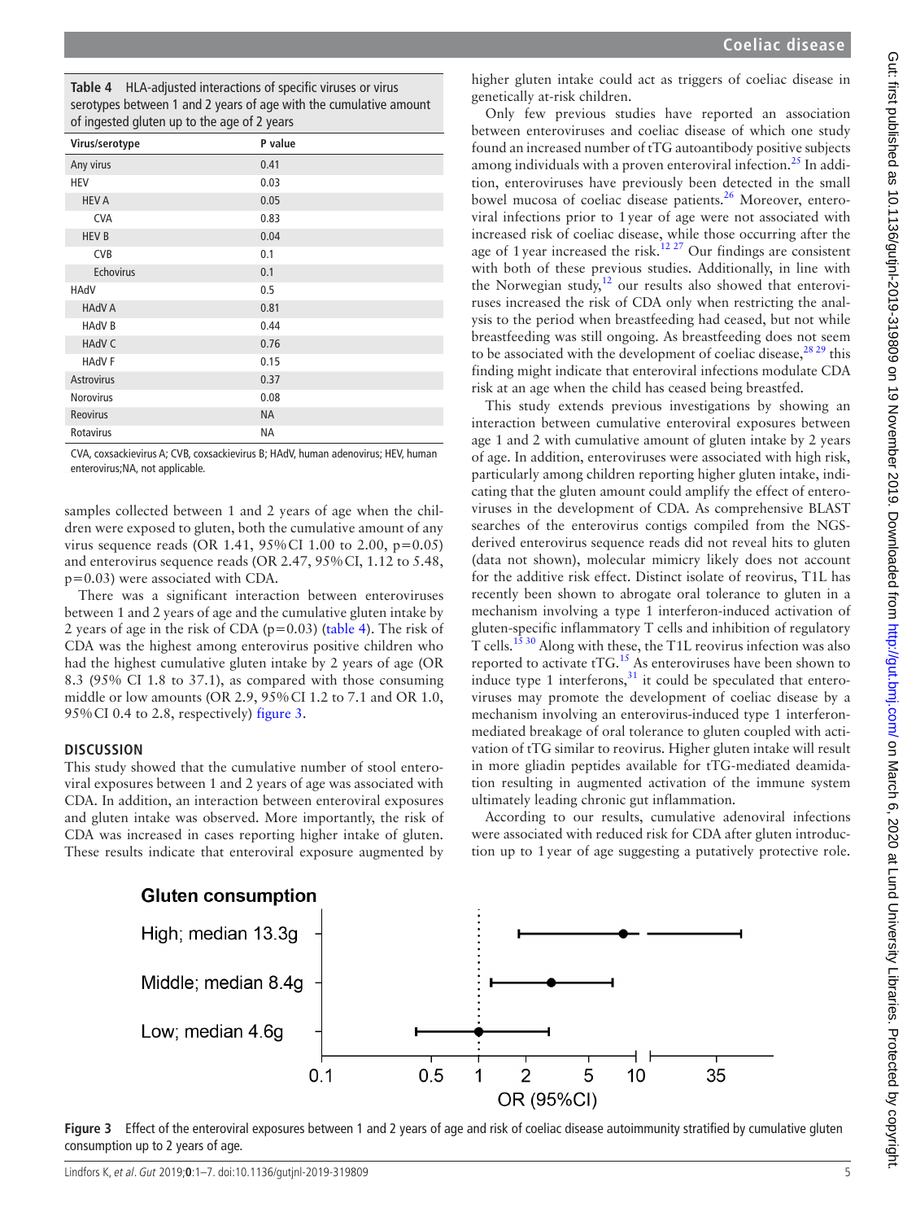**Table 4** HLA-adjusted interactions of specific viruses or virus serotypes between 1 and 2 years of age with the cumulative amount of ingested gluten up to the age of 2 years

| Virus/serotype | P value |
|---|---|
| Any virus | 0.41 |
| HEV | 0.03 |
| HEV A | 0.05 |
| CVA | 0.83 |
| HEV B | 0.04 |
| CVB | 0.1 |
| Echovirus | 0.1 |
| HAdV | 0.5 |
| HAdV A | 0.81 |
| HAdV B | 0.44 |
| HAdV C | 0.76 |
| HAdV F | 0.15 |
| Astrovirus | 0.37 |
| Norovirus | 0.08 |
| Reovirus | NA |
| Rotavirus | NA |

CVA, coxsackievirus A; CVB, coxsackievirus B; HAdV, human adenovirus; HEV, human enterovirus;NA, not applicable.

samples collected between 1 and 2 years of age when the children were exposed to gluten, both the cumulative amount of any virus sequence reads (OR 1.41, 95% CI 1.00 to 2.00, p=0.05) and enterovirus sequence reads (OR 2.47, 95% CI, 1.12 to 5.48, p=0.03) were associated with CDA.

There was a significant interaction between enteroviruses between 1 and 2 years of age and the cumulative gluten intake by 2 years of age in the risk of CDA (p=0.03) (table 4). The risk of CDA was the highest among enterovirus positive children who had the highest cumulative gluten intake by 2 years of age (OR 8.3 (95% CI 1.8 to 37.1), as compared with those consuming middle or low amounts (OR 2.9, 95% CI 1.2 to 7.1 and OR 1.0, 95% CI 0.4 to 2.8, respectively) figure 3.

## DISCUSSION

This study showed that the cumulative number of stool enteroviral exposures between 1 and 2 years of age was associated with CDA. In addition, an interaction between enteroviral exposures and gluten intake was observed. More importantly, the risk of CDA was increased in cases reporting higher intake of gluten. These results indicate that enteroviral exposure augmented by higher gluten intake could act as triggers of coeliac disease in genetically at-risk children.

Only few previous studies have reported an association between enteroviruses and coeliac disease of which one study found an increased number of tTG autoantibody positive subjects among individuals with a proven enteroviral infection.[25] In addition, enteroviruses have previously been detected in the small bowel mucosa of coeliac disease patients.[26] Moreover, enteroviral infections prior to 1 year of age were not associated with increased risk of coeliac disease, while those occurring after the age of 1 year increased the risk.[12,27] Our findings are consistent with both of these previous studies. Additionally, in line with the Norwegian study,[12] our results also showed that enteroviruses increased the risk of CDA only when restricting the analysis to the period when breastfeeding had ceased, but not while breastfeeding was still ongoing. As breastfeeding does not seem to be associated with the development of coeliac disease,[28,29] this finding might indicate that enteroviral infections modulate CDA risk at an age when the child has ceased being breastfed.

This study extends previous investigations by showing an interaction between cumulative enteroviral exposures between age 1 and 2 with cumulative amount of gluten intake by 2 years of age. In addition, enteroviruses were associated with high risk, particularly among children reporting higher gluten intake, indicating that the gluten amount could amplify the effect of enteroviruses in the development of CDA. As comprehensive BLAST searches of the enterovirus contigs compiled from the NGS-derived enterovirus sequence reads did not reveal hits to gluten (data not shown), molecular mimicry likely does not account for the additive risk effect. Distinct isolate of reovirus, T1L has recently been shown to abrogate oral tolerance to gluten in a mechanism involving a type 1 interferon-induced activation of gluten-specific inflammatory T cells and inhibition of regulatory T cells.[15,30] Along with these, the T1L reovirus infection was also reported to activate tTG.[15] As enteroviruses have been shown to induce type 1 interferons,[31] it could be speculated that enteroviruses may promote the development of coeliac disease by a mechanism involving an enterovirus-induced type 1 interferon-mediated breakage of oral tolerance to gluten coupled with activation of tTG similar to reovirus. Higher gluten intake will result in more gliadin peptides available for tTG-mediated deamidation resulting in augmented activation of the immune system ultimately leading chronic gut inflammation.

According to our results, cumulative adenoviral infections were associated with reduced risk for CDA after gluten introduction up to 1 year of age suggesting a putatively protective role.

**Figure 3** Effect of the enteroviral exposures between 1 and 2 years of age and risk of coeliac disease autoimmunity stratified by cumulative gluten consumption up to 2 years of age.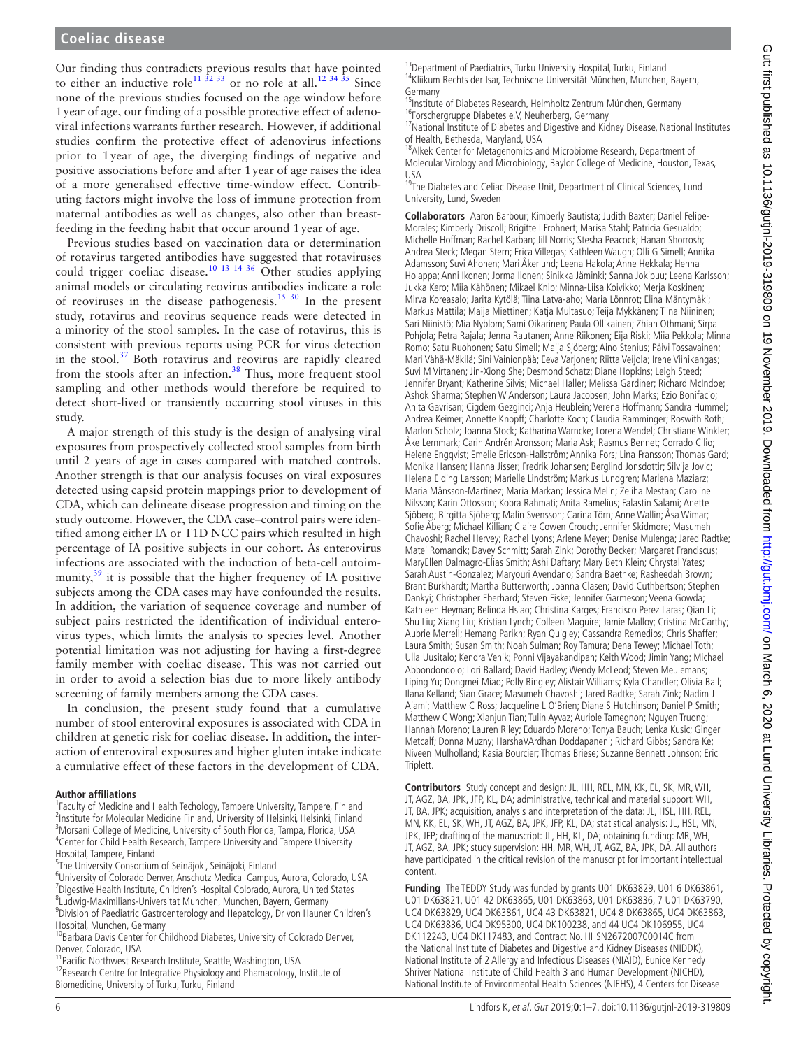Our finding thus contradicts previous results that have pointed to either an inductive role[11 32 33] or no role at all.[12 34 35] Since none of the previous studies focused on the age window before 1 year of age, our finding of a possible protective effect of adenoviral infections warrants further research. However, if additional studies confirm the protective effect of adenovirus infections prior to 1 year of age, the diverging findings of negative and positive associations before and after 1 year of age raises the idea of a more generalised effective time-window effect. Contributing factors might involve the loss of immune protection from maternal antibodies as well as changes, also other than breastfeeding in the feeding habit that occur around 1 year of age.

Previous studies based on vaccination data or determination of rotavirus targeted antibodies have suggested that rotaviruses could trigger coeliac disease.[10 13 14 36] Other studies applying animal models or circulating reovirus antibodies indicate a role of reoviruses in the disease pathogenesis.[15 30] In the present study, rotavirus and reovirus sequence reads were detected in a minority of the stool samples. In the case of rotavirus, this is consistent with previous reports using PCR for virus detection in the stool.[37] Both rotavirus and reovirus are rapidly cleared from the stools after an infection.[38] Thus, more frequent stool sampling and other methods would therefore be required to detect short-lived or transiently occurring stool viruses in this study.

A major strength of this study is the design of analysing viral exposures from prospectively collected stool samples from birth until 2 years of age in cases compared with matched controls. Another strength is that our analysis focuses on viral exposures detected using capsid protein mappings prior to development of CDA, which can delineate disease progression and timing on the study outcome. However, the CDA case–control pairs were identified among either IA or T1D NCC pairs which resulted in high percentage of IA positive subjects in our cohort. As enterovirus infections are associated with the induction of beta-cell autoimmunity,[39] it is possible that the higher frequency of IA positive subjects among the CDA cases may have confounded the results. In addition, the variation of sequence coverage and number of subject pairs restricted the identification of individual enterovirus types, which limits the analysis to species level. Another potential limitation was not adjusting for having a first-degree family member with coeliac disease. This was not carried out in order to avoid a selection bias due to more likely antibody screening of family members among the CDA cases.

In conclusion, the present study found that a cumulative number of stool enteroviral exposures is associated with CDA in children at genetic risk for coeliac disease. In addition, the interaction of enteroviral exposures and higher gluten intake indicate a cumulative effect of these factors in the development of CDA.

**Author affiliations**
[1]Faculty of Medicine and Health Techology, Tampere University, Tampere, Finland
[2]Institute for Molecular Medicine Finland, University of Helsinki, Helsinki, Finland
[3]Morsani College of Medicine, University of South Florida, Tampa, Florida, USA
[4]Center for Child Health Research, Tampere University and Tampere University Hospital, Tampere, Finland
[5]The University Consortium of Seinäjoki, Seinäjoki, Finland
[6]University of Colorado Denver, Anschutz Medical Campus, Aurora, Colorado, USA
[7]Digestive Health Institute, Children's Hospital Colorado, Aurora, United States
[8]Ludwig-Maximilians-Universitat Munchen, Munchen, Bayern, Germany
[9]Division of Paediatric Gastroenterology and Hepatology, Dr von Hauner Children's Hospital, Munchen, Germany
[10]Barbara Davis Center for Childhood Diabetes, University of Colorado Denver, Denver, Colorado, USA
[11]Pacific Northwest Research Institute, Seattle, Washington, USA
[12]Research Centre for Integrative Physiology and Phamacology, Institute of Biomedicine, University of Turku, Turku, Finland
[13]Department of Paediatrics, Turku University Hospital, Turku, Finland
[14]Klinikum Rechts der Isar, Technische Universität München, Munchen, Bayern, Germany
[15]Institute of Diabetes Research, Helmholtz Zentrum München, Germany
[16]Forschergruppe Diabetes e.V, Neuherberg, Germany
[17]National Institute of Diabetes and Digestive and Kidney Disease, National Institutes of Health, Bethesda, Maryland, USA
[18]Alkek Center for Metagenomics and Microbiome Research, Department of Molecular Virology and Microbiology, Baylor College of Medicine, Houston, Texas, USA
[19]The Diabetes and Celiac Disease Unit, Department of Clinical Sciences, Lund University, Lund, Sweden

**Collaborators** Aaron Barbour; Kimberly Bautista; Judith Baxter; Daniel Felipe-Morales; Kimberly Driscoll; Brigitte I Frohnert; Marisa Stahl; Patricia Gesualdo; Michelle Hoffman; Rachel Karban; Jill Norris; Stesha Peacock; Hanan Shorrosh; Andrea Steck; Megan Stern; Erica Villegas; Kathleen Waugh; Olli G Simell; Annika Adamsson; Suvi Ahonen; Mari Åkerlund; Leena Hakola; Anne Hekkala; Henna Holappa; Anni Ikonen; Jorma Ilonen; Sinikka Jäminki; Sanna Jokipuu; Leena Karlsson; Jukka Kero; Miia Kähönen; Mikael Knip; Minna-Liisa Koivikko; Merja Koskinen; Mirva Koreasalo; Jarita Kytölä; Tiina Latva-aho; Maria Lönnrot; Elina Mäntymäki; Markus Mattila; Maija Miettinen; Katja Multasuo; Teija Mykkänen; Tiina Niininen; Sari Niinistö; Mia Nyblom; Sami Oikarinen; Paula Ollikainen; Zhian Othmani; Sirpa Pohjola; Petra Rajala; Jenna Rautanen; Anne Riikonen; Eija Riski; Miia Pekkola; Minna Romo; Satu Ruohonen; Satu Simell; Maija Sjöberg; Aino Stenius; Päivi Tossavainen; Mari Vähä-Mäkilä; Sini Vainionpää; Eeva Varjonen; Riitta Veijola; Irene Viinikangas; Suvi M Virtanen; Jin-Xiong She; Desmond Schatz; Diane Hopkins; Leigh Steed; Jennifer Bryant; Katherine Silvis; Michael Haller; Melissa Gardiner; Richard McIndoe; Ashok Sharma; Stephen W Anderson; Laura Jacobsen; John Marks; Ezio Bonifacio; Anita Gavrisan; Cigdem Gezginci; Anja Heublein; Verena Hoffmann; Sandra Hummel; Andrea Keimer; Annette Knopff; Charlotte Koch; Claudia Ramminger; Roswith Roth; Marlon Scholz; Joanna Stock; Katharina Warncke; Lorena Wendel; Christiane Winkler; Åke Lernmark; Carin Andrén Aronsson; Maria Ask; Rasmus Bennet; Corrado Cilio; Helene Engqvist; Emelie Ericson-Hallström; Annika Fors; Lina Fransson; Thomas Gard; Monika Hansen; Hanna Jisser; Fredrik Johansen; Berglind Jonsdottir; Silvija Jovic; Helena Elding Larsson; Marielle Lindström; Markus Lundgren; Marlena Maziarz; Maria Månsson-Martinez; Maria Markan; Jessica Melin; Zeliha Mestan; Caroline Nilsson; Karin Ottosson; Kobra Rahmati; Anita Ramelius; Falastin Salami; Anette Sjöberg; Birgitta Sjöberg; Malin Svensson; Carina Törn; Anne Wallin; Åsa Wimar; Sofie Åberg; Michael Killian; Claire Cowen Crouch; Jennifer Skidmore; Masumeh Chavoshi; Rachel Hervey; Rachel Lyons; Arlene Meyer; Denise Mulenga; Jared Radtke; Matei Romancik; Davey Schmitt; Sarah Zink; Dorothy Becker; Margaret Franciscus; MaryEllen Dalmagro-Elias Smith; Ashi Daftary; Mary Beth Klein; Chrystal Yates; Sarah Austin-Gonzalez; Maryouri Avendano; Sandra Baethke; Rasheedah Brown; Brant Burkhardt; Martha Butterworth; Joanna Clasen; David Cuthbertson; Stephen Dankyi; Christopher Eberhard; Steven Fiske; Jennifer Garmeson; Veena Gowda; Kathleen Heyman; Belinda Hsiao; Christina Karges; Francisco Perez Laras; Qian Li; Shu Liu; Xiang Liu; Kristian Lynch; Colleen Maguire; Jamie Malloy; Cristina McCarthy; Aubrie Merrell; Hemang Parikh; Ryan Quigley; Cassandra Remedios; Chris Shaffer; Laura Smith; Susan Smith; Noah Sulman; Roy Tamura; Dena Tewey; Michael Toth; Ulla Uusitalo; Kendra Vehik; Ponni Vijayakandipan; Keith Wood; Jimin Yang; Michael Abbondondolo; Lori Ballard; David Hadley; Wendy McLeod; Steven Meulemans; Liping Yu; Dongmei Miao; Polly Bingley; Alistair Williams; Kyla Chandler; Olivia Ball; Ilana Kelland; Sian Grace; Masumeh Chavoshi; Jared Radtke; Sarah Zink; Nadim J Ajami; Matthew C Ross; Jacqueline L O'Brien; Diane S Hutchinson; Daniel P Smith; Matthew C Wong; Xianjun Tian; Tulin Ayvaz; Auriole Tamegnon; Nguyen Truong; Hannah Moreno; Lauren Riley; Eduardo Moreno; Tonya Bauch; Lenka Kusic; Ginger Metcalf; Donna Muzny; HarshaVArdhan Doddapaneni; Richard Gibbs; Sandra Ke; Niveen Mulholland; Kasia Bourcier; Thomas Briese; Suzanne Bennett Johnson; Eric Triplett.

**Contributors** Study concept and design: JL, HH, REL, MN, KK, EL, SK, MR, WH, JT, AGZ, BA, JPK, JFP, KL, DA; administrative, technical and material support: WH, JT, BA, JPK; acquisition, analysis and interpretation of the data: JL, HSL, HH, REL, MN, KK, EL, SK, WH, JT, AGZ, BA, JPK, JFP, KL, DA; statistical analysis: JL, HSL, MN, JPK, JFP; drafting of the manuscript: JL, HH, KL, DA; obtaining funding: MR, WH, JT, AGZ, BA, JPK; study supervision: HH, MR, WH, JT, AGZ, BA, JPK, DA. All authors have participated in the critical revision of the manuscript for important intellectual content.

**Funding** The TEDDY Study was funded by grants U01 DK63829, U01 6 DK63861, U01 DK63821, U01 42 DK63865, U01 DK63863, U01 DK63836, 7 U01 DK63790, UC4 DK63829, UC4 DK63861, UC4 43 DK63821, UC4 8 DK63865, UC4 DK63863, UC4 DK63836, UC4 DK95300, UC4 DK100238, and 44 UC4 DK106955, UC4 DK112243, UC4 DK117483, and Contract No. HHSN267200700014C from the National Institute of Diabetes and Digestive and Kidney Diseases (NIDDK), National Institute of 2 Allergy and Infectious Diseases (NIAID), Eunice Kennedy Shriver National Institute of Child Health 3 and Human Development (NICHD), National Institute of Environmental Health Sciences (NIEHS), 4 Centers for Disease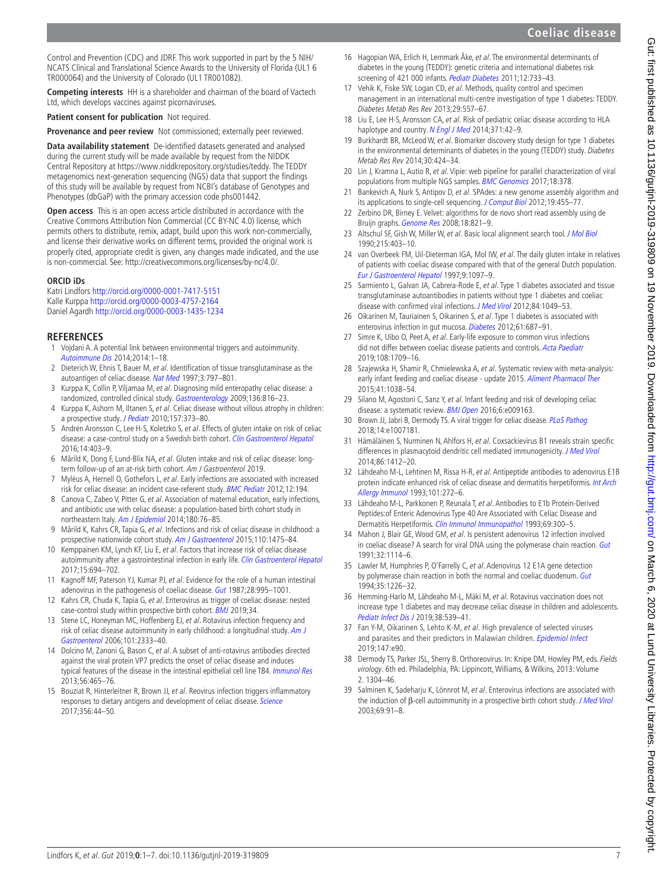Control and Prevention (CDC) and JDRF. This work supported in part by the 5 NIH/NCATS Clinical and Translational Science Awards to the University of Florida (UL1 6 TR000064) and the University of Colorado (UL1 TR001082).

**Competing interests** HH is a shareholder and chairman of the board of Vactech Ltd, which develops vaccines against picornaviruses.

**Patient consent for publication** Not required.

**Provenance and peer review** Not commissioned; externally peer reviewed.

**Data availability statement** De-identified datasets generated and analysed during the current study will be made available by request from the NIDDK Central Repository at https://www.niddkrepository.org/studies/teddy. The TEDDY metagenomics next-generation sequencing (NGS) data that support the findings of this study will be available by request from NCBI's database of Genotypes and Phenotypes (dbGaP) with the primary accession code phs001442.

**Open access** This is an open access article distributed in accordance with the Creative Commons Attribution Non Commercial (CC BY-NC 4.0) license, which permits others to distribute, remix, adapt, build upon this work non-commercially, and license their derivative works on different terms, provided the original work is properly cited, appropriate credit is given, any changes made indicated, and the use is non-commercial. See: http://creativecommons.org/licenses/by-nc/4.0/.

**ORCID iDs**

Katri Lindfors http://orcid.org/0000-0001-7417-5151
Kalle Kurppa http://orcid.org/0000-0003-4757-2164
Daniel Agardh http://orcid.org/0000-0003-1435-1234

## REFERENCES

1. Vojdani A. A potential link between environmental triggers and autoimmunity. *Autoimmune Dis* 2014;2014:1–18.
2. Dieterich W, Ehnis T, Bauer M, *et al*. Identification of tissue transglutaminase as the autoantigen of celiac disease. *Nat Med* 1997;3:797–801.
3. Kurppa K, Collin P, Viljamaa M, *et al*. Diagnosing mild enteropathy celiac disease: a randomized, controlled clinical study. *Gastroenterology* 2009;136:816–23.
4. Kurppa K, Ashorn M, Iltanen S, *et al*. Celiac disease without villous atrophy in children: a prospective study. *J Pediatr* 2010;157:373–80.
5. Andrén Aronsson C, Lee H-S, Koletzko S, *et al*. Effects of gluten intake on risk of celiac disease: a case-control study on a Swedish birth cohort. *Clin Gastroenterol Hepatol* 2016;14:403–9.
6. Mårild K, Dong F, Lund-Blix NA, *et al*. Gluten intake and risk of celiac disease: long-term follow-up of an at-risk birth cohort. *Am J Gastroenterol* 2019.
7. Myléus A, Hernell O, Gothefors L, *et al*. Early infections are associated with increased risk for celiac disease: an incident case-referent study. *BMC Pediatr* 2012;12:194.
8. Canova C, Zabeo V, Pitter G, *et al*. Association of maternal education, early infections, and antibiotic use with celiac disease: a population-based birth cohort study in northeastern Italy. *Am J Epidemiol* 2014;180:76–85.
9. Mårild K, Kahrs CR, Tapia G, *et al*. Infections and risk of celiac disease in childhood: a prospective nationwide cohort study. *Am J Gastroenterol* 2015;110:1475–84.
10. Kemppainen KM, Lynch KF, Liu E, *et al*. Factors that increase risk of celiac disease autoimmunity after a gastrointestinal infection in early life. *Clin Gastroenterol Hepatol* 2017;15:694–702.
11. Kagnoff MF, Paterson YJ, Kumar PJ, *et al*. Evidence for the role of a human intestinal adenovirus in the pathogenesis of coeliac disease. *Gut* 1987;28:995–1001.
12. Kahrs CR, Chuda K, Tapia G, *et al*. Enterovirus as trigger of coeliac disease: nested case-control study within prospective birth cohort. *BMJ* 2019;34.
13. Stene LC, Honeyman MC, Hoffenberg EJ, *et al*. Rotavirus infection frequency and risk of celiac disease autoimmunity in early childhood: a longitudinal study. *Am J Gastroenterol* 2006;101:2333–40.
14. Dolcino M, Zanoni G, Bason C, *et al*. A subset of anti-rotavirus antibodies directed against the viral protein VP7 predicts the onset of celiac disease and induces typical features of the disease in the intestinal epithelial cell line T84. *Immunol Res* 2013;56:465–76.
15. Bouziat R, Hinterleitner R, Brown JJ, *et al*. Reovirus infection triggers inflammatory responses to dietary antigens and development of celiac disease. *Science* 2017;356:44–50.
16. Hagopian WA, Erlich H, Lernmark Åke, *et al*. The environmental determinants of diabetes in the young (TEDDY): genetic criteria and international diabetes risk screening of 421 000 infants. *Pediatr Diabetes* 2011;12:733–43.
17. Vehik K, Fiske SW, Logan CD, *et al*. Methods, quality control and specimen management in an international multi-centre investigation of type 1 diabetes: TEDDY. *Diabetes Metab Res Rev* 2013;29:557–67.
18. Liu E, Lee H-S, Aronsson CA, *et al*. Risk of pediatric celiac disease according to HLA haplotype and country. *N Engl J Med* 2014;371:42–9.
19. Burkhardt BR, McLeod W, *et al*. Biomarker discovery study design for type 1 diabetes in the environmental determinants of diabetes in the young (TEDDY) study. *Diabetes Metab Res Rev* 2014;30:424–34.
20. Lin J, Kramna L, Autio R, *et al*. Vipie: web pipeline for parallel characterization of viral populations from multiple NGS samples. *BMC Genomics* 2017;18:378.
21. Bankevich A, Nurk S, Antipov D, *et al*. SPAdes: a new genome assembly algorithm and its applications to single-cell sequencing. *J Comput Biol* 2012;19:455–77.
22. Zerbino DR, Birney E. Velvet: algorithms for de novo short read assembly using de Bruijn graphs. *Genome Res* 2008;18:821–9.
23. Altschul SF, Gish W, Miller W, *et al*. Basic local alignment search tool. *J Mol Biol* 1990;215:403–10.
24. van Overbeek FM, Uil-Dieterman IGA, Mol IW, *et al*. The daily gluten intake in relatives of patients with coeliac disease compared with that of the general Dutch population. *Eur J Gastroenterol Hepatol* 1997;9:1097–9.
25. Sarmiento L, Galvan JA, Cabrera-Rode E, *et al*. Type 1 diabetes associated and tissue transglutaminase autoantibodies in patients without type 1 diabetes and coeliac disease with confirmed viral infections. *J Med Virol* 2012;84:1049–53.
26. Oikarinen M, Tauriainen S, Oikarinen S, *et al*. Type 1 diabetes is associated with enterovirus infection in gut mucosa. *Diabetes* 2012;61:687–91.
27. Simre K, Uibo O, Peet A, *et al*. Early-life exposure to common virus infections did not differ between coeliac disease patients and controls. *Acta Paediatr* 2019;108:1709–16.
28. Szajewska H, Shamir R, Chmielewska A, *et al*. Systematic review with meta-analysis: early infant feeding and coeliac disease - update 2015. *Aliment Pharmacol Ther* 2015;41:1038–54.
29. Silano M, Agostoni C, Sanz Y, *et al*. Infant feeding and risk of developing celiac disease: a systematic review. *BMJ Open* 2016;6:e009163.
30. Brown JJ, Jabri B, Dermody TS. A viral trigger for celiac disease. *PLoS Pathog* 2018;14:e1007181.
31. Hämäläinen S, Nurminen N, Ahlfors H, *et al*. Coxsackievirus B1 reveals strain specific differences in plasmacytoid dendritic cell mediated immunogenicity. *J Med Virol* 2014;86:1412–20.
32. Lähdeaho M-L, Lehtinen M, Rissa H-R, *et al*. Antipeptide antibodies to adenovirus E1B protein indicate enhanced risk of celiac disease and dermatitis herpetiformis. *Int Arch Allergy Immunol* 1993;101:272–6.
33. Lähdeaho M-L, Parkkonen P, Reunala T, *et al*. Antibodies to E1b Protein-Derived Peptides:of Enteric Adenovirus Type 40 Are Associated with Celiac Disease and Dermatitis Herpetiformis. *Clin Immunol Immunopathol* 1993;69:300–5.
34. Mahon J, Blair GE, Wood GM, *et al*. Is persistent adenovirus 12 infection involved in coeliac disease? A search for viral DNA using the polymerase chain reaction. *Gut* 1991;32:1114–6.
35. Lawler M, Humphries P, O'Farrelly C, *et al*. Adenovirus 12 E1A gene detection by polymerase chain reaction in both the normal and coeliac duodenum. *Gut* 1994;35:1226–32.
36. Hemming-Harlo M, Lähdeaho M-L, Mäki M, *et al*. Rotavirus vaccination does not increase type 1 diabetes and may decrease celiac disease in children and adolescents. *Pediatr Infect Dis J* 2019;38:539–41.
37. Fan Y-M, Oikarinen S, Lehto K-M, *et al*. High prevalence of selected viruses and parasites and their predictors in Malawian children. *Epidemiol Infect* 2019;147:e90.
38. Dermody TS, Parker JSL, Sherry B. Orthoreovirus. In: Knipe DM, Howley PM, eds. *Fields virology*. 6th ed. Philadelphia, PA: Lippincott, Williams, & Wilkins, 2013: Volume 2. 1304–46.
39. Salminen K, Sadeharju K, Lönnrot M, *et al*. Enterovirus infections are associated with the induction of β-cell autoimmunity in a prospective birth cohort study. *J Med Virol* 2003;69:91–8.